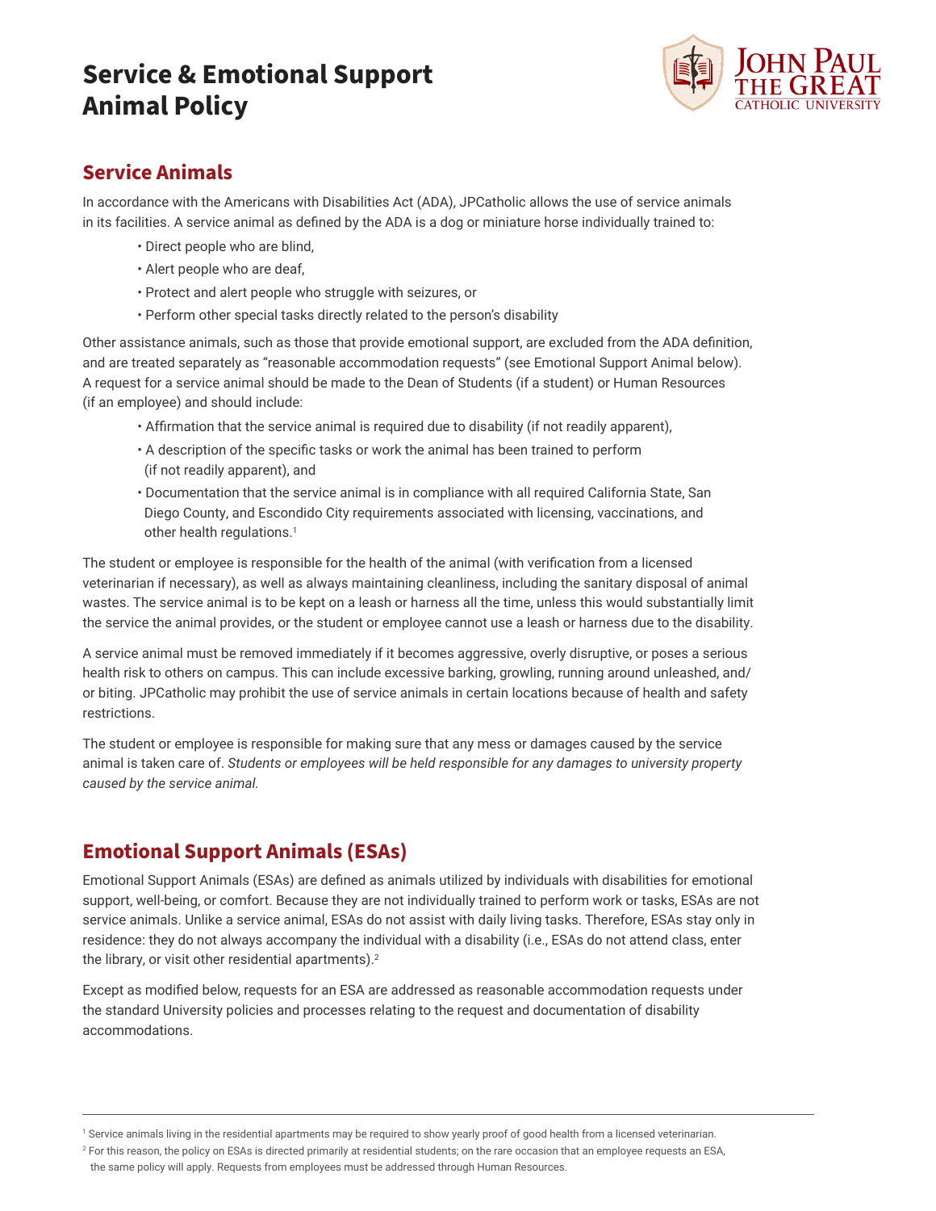# Service & Emotional Support Animal Policy

## Service Animals

In accordance with the Americans with Disabilities Act (ADA), JPCatholic allows the use of service animals in its facilities. A service animal as defined by the ADA is a dog or miniature horse individually trained to:

- Direct people who are blind,
- Alert people who are deaf,
- Protect and alert people who struggle with seizures, or
- Perform other special tasks directly related to the person's disability

Other assistance animals, such as those that provide emotional support, are excluded from the ADA definition, and are treated separately as "reasonable accommodation requests" (see Emotional Support Animal below). A request for a service animal should be made to the Dean of Students (if a student) or Human Resources (if an employee) and should include:

- Affirmation that the service animal is required due to disability (if not readily apparent),
- A description of the specific tasks or work the animal has been trained to perform (if not readily apparent), and
- Documentation that the service animal is in compliance with all required California State, San Diego County, and Escondido City requirements associated with licensing, vaccinations, and other health regulations.[1]

The student or employee is responsible for the health of the animal (with verification from a licensed veterinarian if necessary), as well as always maintaining cleanliness, including the sanitary disposal of animal wastes. The service animal is to be kept on a leash or harness all the time, unless this would substantially limit the service the animal provides, or the student or employee cannot use a leash or harness due to the disability.

A service animal must be removed immediately if it becomes aggressive, overly disruptive, or poses a serious health risk to others on campus. This can include excessive barking, growling, running around unleashed, and/or biting. JPCatholic may prohibit the use of service animals in certain locations because of health and safety restrictions.

The student or employee is responsible for making sure that any mess or damages caused by the service animal is taken care of. *Students or employees will be held responsible for any damages to university property caused by the service animal.*

## Emotional Support Animals (ESAs)

Emotional Support Animals (ESAs) are defined as animals utilized by individuals with disabilities for emotional support, well-being, or comfort. Because they are not individually trained to perform work or tasks, ESAs are not service animals. Unlike a service animal, ESAs do not assist with daily living tasks. Therefore, ESAs stay only in residence: they do not always accompany the individual with a disability (i.e., ESAs do not attend class, enter the library, or visit other residential apartments).[2]

Except as modified below, requests for an ESA are addressed as reasonable accommodation requests under the standard University policies and processes relating to the request and documentation of disability accommodations.

---

[1] Service animals living in the residential apartments may be required to show yearly proof of good health from a licensed veterinarian.

[2] For this reason, the policy on ESAs is directed primarily at residential students; on the rare occasion that an employee requests an ESA, the same policy will apply. Requests from employees must be addressed through Human Resources.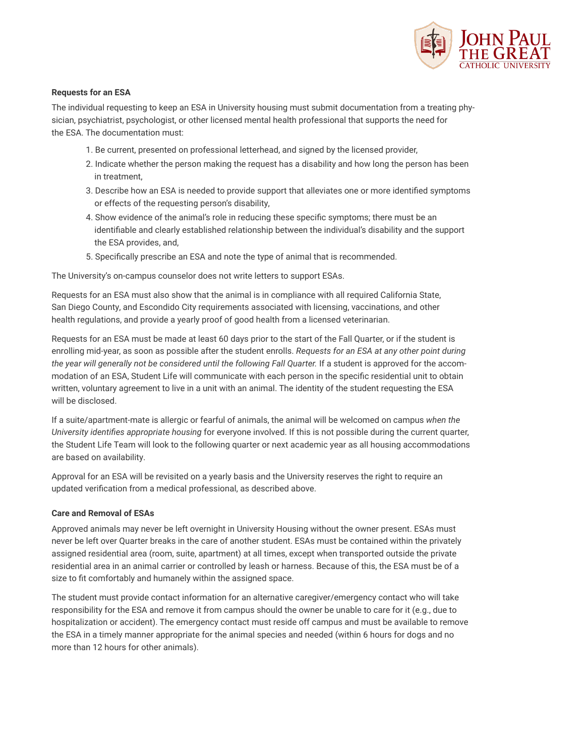**Requests for an ESA**

The individual requesting to keep an ESA in University housing must submit documentation from a treating physician, psychiatrist, psychologist, or other licensed mental health professional that supports the need for the ESA. The documentation must:

1. Be current, presented on professional letterhead, and signed by the licensed provider,
2. Indicate whether the person making the request has a disability and how long the person has been in treatment,
3. Describe how an ESA is needed to provide support that alleviates one or more identified symptoms or effects of the requesting person's disability,
4. Show evidence of the animal's role in reducing these specific symptoms; there must be an identifiable and clearly established relationship between the individual's disability and the support the ESA provides, and,
5. Specifically prescribe an ESA and note the type of animal that is recommended.

The University's on-campus counselor does not write letters to support ESAs.

Requests for an ESA must also show that the animal is in compliance with all required California State, San Diego County, and Escondido City requirements associated with licensing, vaccinations, and other health regulations, and provide a yearly proof of good health from a licensed veterinarian.

Requests for an ESA must be made at least 60 days prior to the start of the Fall Quarter, or if the student is enrolling mid-year, as soon as possible after the student enrolls. *Requests for an ESA at any other point during the year will generally not be considered until the following Fall Quarter.* If a student is approved for the accommodation of an ESA, Student Life will communicate with each person in the specific residential unit to obtain written, voluntary agreement to live in a unit with an animal. The identity of the student requesting the ESA will be disclosed.

If a suite/apartment-mate is allergic or fearful of animals, the animal will be welcomed on campus *when the University identifies appropriate housing* for everyone involved. If this is not possible during the current quarter, the Student Life Team will look to the following quarter or next academic year as all housing accommodations are based on availability.

Approval for an ESA will be revisited on a yearly basis and the University reserves the right to require an updated verification from a medical professional, as described above.

**Care and Removal of ESAs**

Approved animals may never be left overnight in University Housing without the owner present. ESAs must never be left over Quarter breaks in the care of another student. ESAs must be contained within the privately assigned residential area (room, suite, apartment) at all times, except when transported outside the private residential area in an animal carrier or controlled by leash or harness. Because of this, the ESA must be of a size to fit comfortably and humanely within the assigned space.

The student must provide contact information for an alternative caregiver/emergency contact who will take responsibility for the ESA and remove it from campus should the owner be unable to care for it (e.g., due to hospitalization or accident). The emergency contact must reside off campus and must be available to remove the ESA in a timely manner appropriate for the animal species and needed (within 6 hours for dogs and no more than 12 hours for other animals).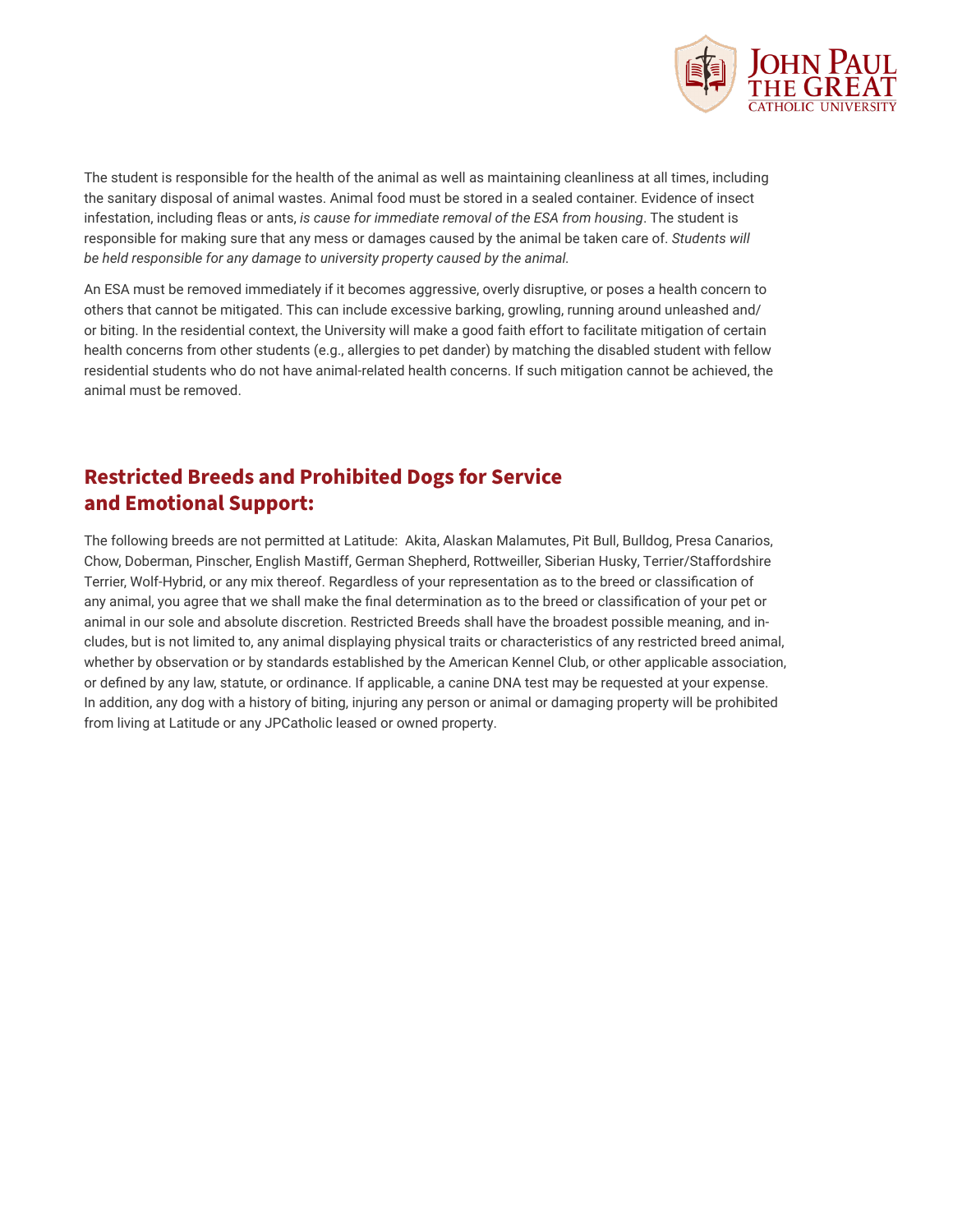The student is responsible for the health of the animal as well as maintaining cleanliness at all times, including the sanitary disposal of animal wastes. Animal food must be stored in a sealed container. Evidence of insect infestation, including fleas or ants, *is cause for immediate removal of the ESA from housing*. The student is responsible for making sure that any mess or damages caused by the animal be taken care of. *Students will be held responsible for any damage to university property caused by the animal.*

An ESA must be removed immediately if it becomes aggressive, overly disruptive, or poses a health concern to others that cannot be mitigated. This can include excessive barking, growling, running around unleashed and/or biting. In the residential context, the University will make a good faith effort to facilitate mitigation of certain health concerns from other students (e.g., allergies to pet dander) by matching the disabled student with fellow residential students who do not have animal-related health concerns. If such mitigation cannot be achieved, the animal must be removed.

## Restricted Breeds and Prohibited Dogs for Service and Emotional Support:

The following breeds are not permitted at Latitude: Akita, Alaskan Malamutes, Pit Bull, Bulldog, Presa Canarios, Chow, Doberman, Pinscher, English Mastiff, German Shepherd, Rottweiller, Siberian Husky, Terrier/Staffordshire Terrier, Wolf-Hybrid, or any mix thereof. Regardless of your representation as to the breed or classification of any animal, you agree that we shall make the final determination as to the breed or classification of your pet or animal in our sole and absolute discretion. Restricted Breeds shall have the broadest possible meaning, and includes, but is not limited to, any animal displaying physical traits or characteristics of any restricted breed animal, whether by observation or by standards established by the American Kennel Club, or other applicable association, or defined by any law, statute, or ordinance. If applicable, a canine DNA test may be requested at your expense. In addition, any dog with a history of biting, injuring any person or animal or damaging property will be prohibited from living at Latitude or any JPCatholic leased or owned property.